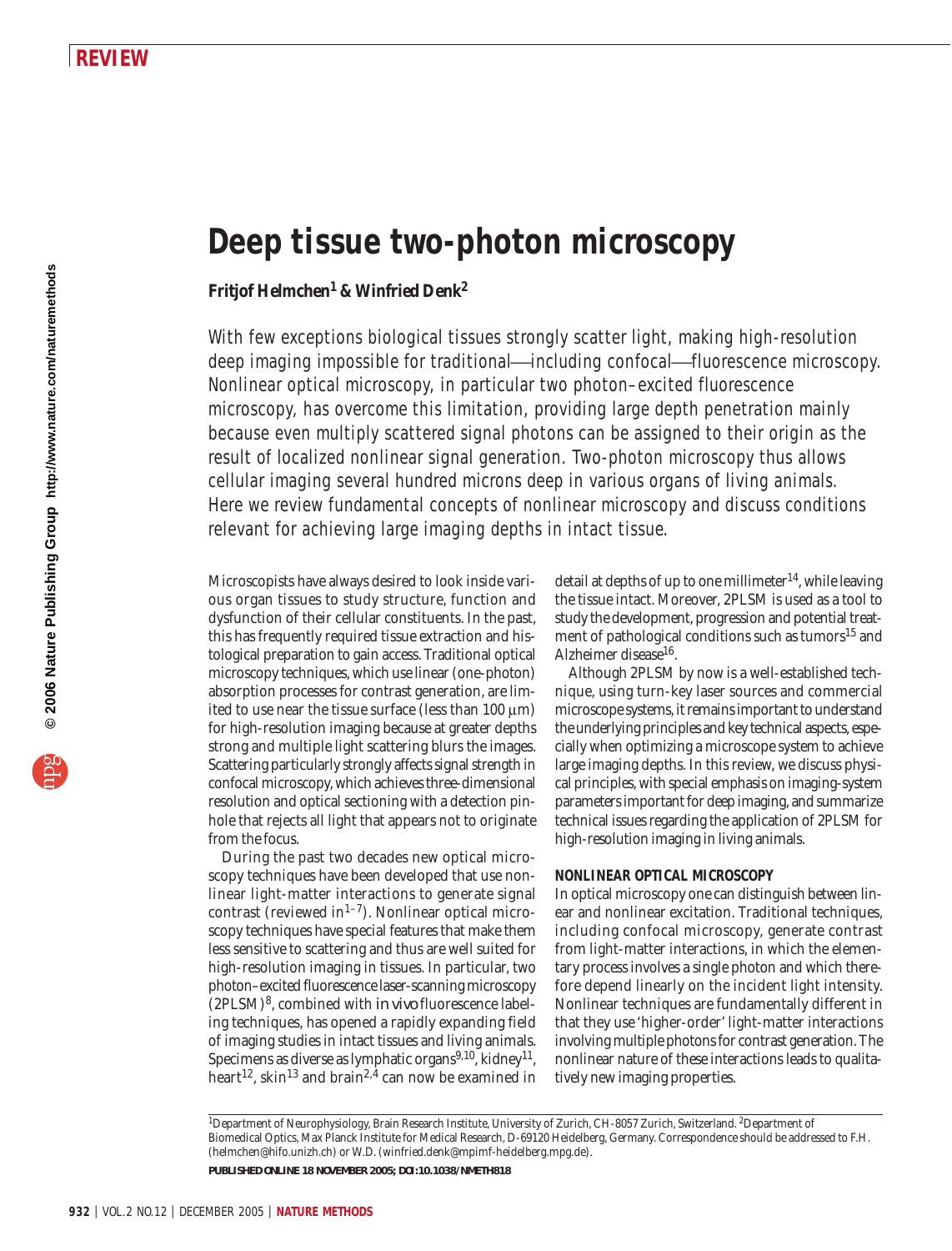REVIEW

# Deep tissue two-photon microscopy

**Fritjof Helmchen[1] & Winfried Denk[2]**

*With few exceptions biological tissues strongly scatter light, making high-resolution deep imaging impossible for traditional—including confocal—fluorescence microscopy. Nonlinear optical microscopy, in particular two photon–excited fluorescence microscopy, has overcome this limitation, providing large depth penetration mainly because even multiply scattered signal photons can be assigned to their origin as the result of localized nonlinear signal generation. Two-photon microscopy thus allows cellular imaging several hundred microns deep in various organs of living animals. Here we review fundamental concepts of nonlinear microscopy and discuss conditions relevant for achieving large imaging depths in intact tissue.*

Microscopists have always desired to look inside various organ tissues to study structure, function and dysfunction of their cellular constituents. In the past, this has frequently required tissue extraction and histological preparation to gain access. Traditional optical microscopy techniques, which use linear (one-photon) absorption processes for contrast generation, are limited to use near the tissue surface (less than 100 μm) for high-resolution imaging because at greater depths strong and multiple light scattering blurs the images. Scattering particularly strongly affects signal strength in confocal microscopy, which achieves three-dimensional resolution and optical sectioning with a detection pinhole that rejects all light that appears not to originate from the focus.

During the past two decades new optical microscopy techniques have been developed that use nonlinear light-matter interactions to generate signal contrast (reviewed in[1–7]). Nonlinear optical microscopy techniques have special features that make them less sensitive to scattering and thus are well suited for high-resolution imaging in tissues. In particular, two photon–excited fluorescence laser-scanning microscopy (2PLSM)[8], combined with *in vivo* fluorescence labeling techniques, has opened a rapidly expanding field of imaging studies in intact tissues and living animals. Specimens as diverse as lymphatic organs[9,10], kidney[11], heart[12], skin[13] and brain[2,4] can now be examined in detail at depths of up to one millimeter[14], while leaving the tissue intact. Moreover, 2PLSM is used as a tool to study the development, progression and potential treatment of pathological conditions such as tumors[15] and Alzheimer disease[16].

Although 2PLSM by now is a well-established technique, using turn-key laser sources and commercial microscope systems, it remains important to understand the underlying principles and key technical aspects, especially when optimizing a microscope system to achieve large imaging depths. In this review, we discuss physical principles, with special emphasis on imaging-system parameters important for deep imaging, and summarize technical issues regarding the application of 2PLSM for high-resolution imaging in living animals.

## NONLINEAR OPTICAL MICROSCOPY

In optical microscopy one can distinguish between linear and nonlinear excitation. Traditional techniques, including confocal microscopy, generate contrast from light-matter interactions, in which the elementary process involves a single photon and which therefore depend linearly on the incident light intensity. Nonlinear techniques are fundamentally different in that they use 'higher-order' light-matter interactions involving multiple photons for contrast generation. The nonlinear nature of these interactions leads to qualitatively new imaging properties.

[1]Department of Neurophysiology, Brain Research Institute, University of Zurich, CH-8057 Zurich, Switzerland. [2]Department of Biomedical Optics, Max Planck Institute for Medical Research, D-69120 Heidelberg, Germany. Correspondence should be addressed to F.H. (helmchen@hifo.unizh.ch) or W.D. (winfried.denk@mpimf-heidelberg.mpg.de).

PUBLISHED ONLINE 18 NOVEMBER 2005; DOI:10.1038/NMETH818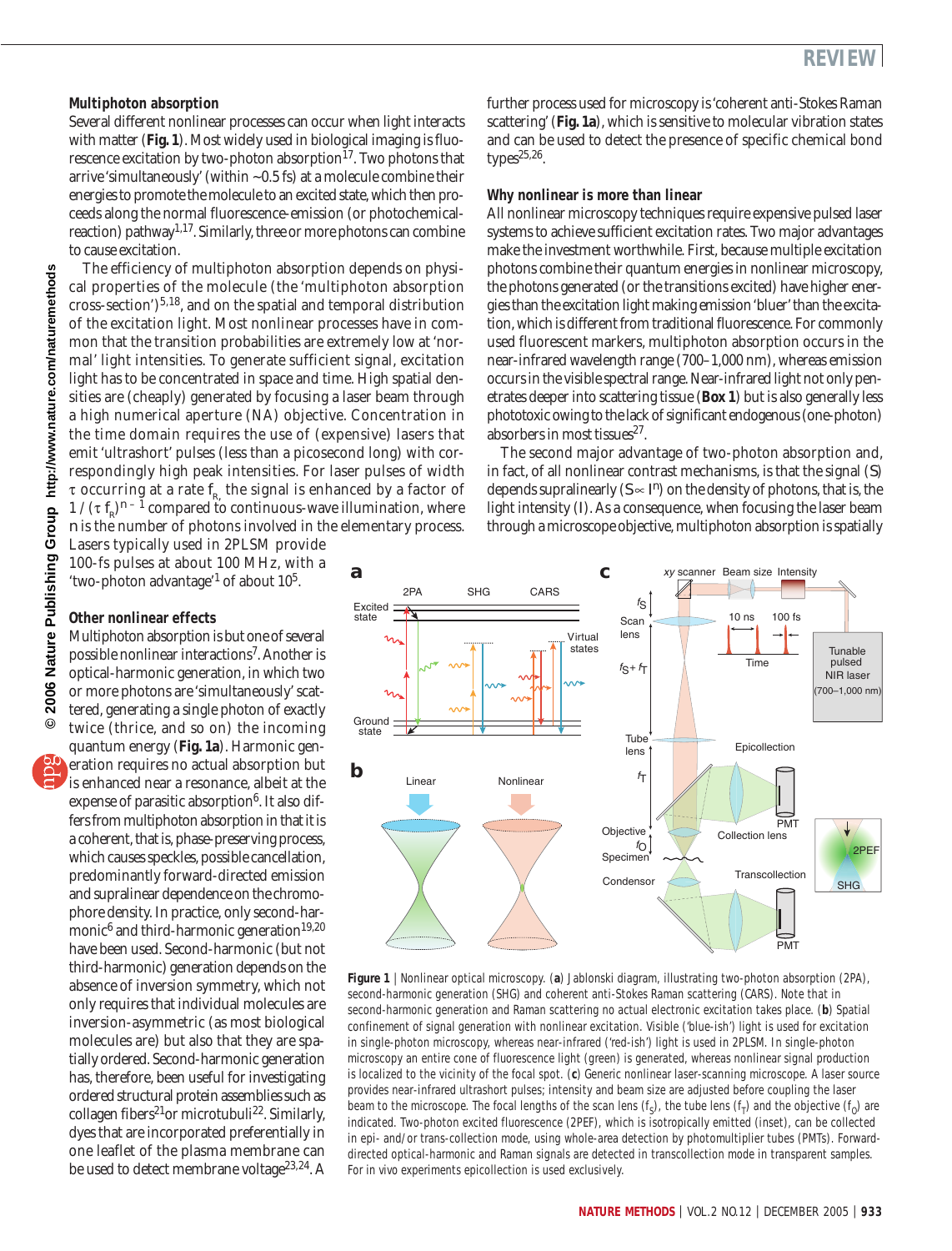### Multiphoton absorption

Several different nonlinear processes can occur when light interacts with matter (**Fig. 1**). Most widely used in biological imaging is fluorescence excitation by two-photon absorption[17]. Two photons that arrive 'simultaneously' (within ~0.5 fs) at a molecule combine their energies to promote the molecule to an excited state, which then proceeds along the normal fluorescence-emission (or photochemical-reaction) pathway[1,17]. Similarly, three or more photons can combine to cause excitation.

The efficiency of multiphoton absorption depends on physical properties of the molecule (the 'multiphoton absorption cross-section')[5,18], and on the spatial and temporal distribution of the excitation light. Most nonlinear processes have in common that the transition probabilities are extremely low at 'normal' light intensities. To generate sufficient signal, excitation light has to be concentrated in space and time. High spatial densities are (cheaply) generated by focusing a laser beam through a high numerical aperture (NA) objective. Concentration in the time domain requires the use of (expensive) lasers that emit 'ultrashort' pulses (less than a picosecond long) with correspondingly high peak intensities. For laser pulses of width $\tau$ occurring at a rate $f_R$, the signal is enhanced by a factor of $1/(\tau f_R)^{n-1}$ compared to continuous-wave illumination, where n is the number of photons involved in the elementary process. Lasers typically used in 2PLSM provide 100-fs pulses at about 100 MHz, with a 'two-photon advantage'[1] of about $10^5$.

### Other nonlinear effects

Multiphoton absorption is but one of several possible nonlinear interactions[7]. Another is optical-harmonic generation, in which two or more photons are 'simultaneously' scattered, generating a single photon of exactly twice (thrice, and so on) the incoming quantum energy (**Fig. 1a**). Harmonic generation requires no actual absorption but is enhanced near a resonance, albeit at the expense of parasitic absorption[6]. It also differs from multiphoton absorption in that it is a coherent, that is, phase-preserving process, which causes speckles, possible cancellation, predominantly forward-directed emission and supralinear dependence on the chromophore density. In practice, only second-harmonic[6] and third-harmonic generation[19,20] have been used. Second-harmonic (but not third-harmonic) generation depends on the absence of inversion symmetry, which not only requires that individual molecules are inversion-asymmetric (as most biological molecules are) but also that they are spatially ordered. Second-harmonic generation has, therefore, been useful for investigating ordered structural protein assemblies such as collagen fibers[21] or microtubuli[22]. Similarly, dyes that are incorporated preferentially in one leaflet of the plasma membrane can be used to detect membrane voltage[23,24]. A further process used for microscopy is 'coherent anti-Stokes Raman scattering' (**Fig. 1a**), which is sensitive to molecular vibration states and can be used to detect the presence of specific chemical bond types[25,26].

### Why nonlinear is more than linear

All nonlinear microscopy techniques require expensive pulsed laser systems to achieve sufficient excitation rates. Two major advantages make the investment worthwhile. First, because multiple excitation photons combine their quantum energies in nonlinear microscopy, the photons generated (or the transitions excited) have higher energies than the excitation light making emission 'bluer' than the excitation, which is different from traditional fluorescence. For commonly used fluorescent markers, multiphoton absorption occurs in the near-infrared wavelength range (700–1,000 nm), whereas emission occurs in the visible spectral range. Near-infrared light not only penetrates deeper into scattering tissue (**Box 1**) but is also generally less phototoxic owing to the lack of significant endogenous (one-photon) absorbers in most tissues[27].

The second major advantage of two-photon absorption and, in fact, of all nonlinear contrast mechanisms, is that the signal (S) depends supralinearly ($S \propto I^n$) on the density of photons, that is, the light intensity (I). As a consequence, when focusing the laser beam through a microscope objective, multiphoton absorption is spatially

**Figure 1** | Nonlinear optical microscopy. (**a**) Jablonski diagram, illustrating two-photon absorption (2PA), second-harmonic generation (SHG) and coherent anti-Stokes Raman scattering (CARS). Note that in second-harmonic generation and Raman scattering no actual electronic excitation takes place. (**b**) Spatial confinement of signal generation with nonlinear excitation. Visible ('blue-ish') light is used for excitation in single-photon microscopy, whereas near-infrared ('red-ish') light is used in 2PLSM. In single-photon microscopy an entire cone of fluorescence light (green) is generated, whereas nonlinear signal production is localized to the vicinity of the focal spot. (**c**) Generic nonlinear laser-scanning microscope. A laser source provides near-infrared ultrashort pulses; intensity and beam size are adjusted before coupling the laser beam to the microscope. The focal lengths of the scan lens ($f_S$), the tube lens ($f_T$) and the objective ($f_O$) are indicated. Two-photon excited fluorescence (2PEF), which is isotropically emitted (inset), can be collected in epi- and/or trans-collection mode, using whole-area detection by photomultiplier tubes (PMTs). Forward-directed optical-harmonic and Raman signals are detected in transcollection mode in transparent samples. For in vivo experiments epicollection is used exclusively.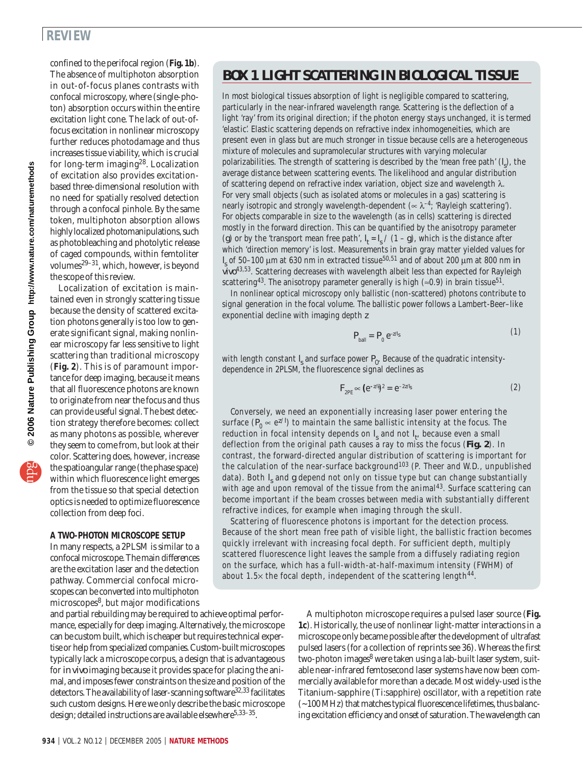confined to the perifocal region (**Fig. 1b**). The absence of multiphoton absorption in out-of-focus planes contrasts with confocal microscopy, where (single-photon) absorption occurs within the entire excitation light cone. The lack of out-of-focus excitation in nonlinear microscopy further reduces photodamage and thus increases tissue viability, which is crucial for long-term imaging[28]. Localization of excitation also provides excitation-based three-dimensional resolution with no need for spatially resolved detection through a confocal pinhole. By the same token, multiphoton absorption allows highly localized photomanipulations, such as photobleaching and photolytic release of caged compounds, within femtoliter volumes[29–31], which, however, is beyond the scope of this review.

Localization of excitation is maintained even in strongly scattering tissue because the density of scattered excitation photons generally is too low to generate significant signal, making nonlinear microscopy far less sensitive to light scattering than traditional microscopy (**Fig. 2**). This is of paramount importance for deep imaging, because it means that all fluorescence photons are known to originate from near the focus and thus can provide useful signal. The best detection strategy therefore becomes: collect as many photons as possible, wherever they seem to come from, but look at their color. Scattering does, however, increase the spatioangular range (the phase space) within which fluorescence light emerges from the tissue so that special detection optics is needed to optimize fluorescence collection from deep foci.

## BOX 1 LIGHT SCATTERING IN BIOLOGICAL TISSUE

In most biological tissues absorption of light is negligible compared to scattering, particularly in the near-infrared wavelength range. Scattering is the deflection of a light 'ray' from its original direction; if the photon energy stays unchanged, it is termed 'elastic'. Elastic scattering depends on refractive index inhomogeneities, which are present even in glass but are much stronger in tissue because cells are a heterogeneous mixture of molecules and supramolecular structures with varying molecular polarizabilities. The strength of scattering is described by the 'mean free path' ($l_s$), the average distance between scattering events. The likelihood and angular distribution of scattering depend on refractive index variation, object size and wavelength $\lambda$. For very small objects (such as isolated atoms or molecules in a gas) scattering is nearly isotropic and strongly wavelength-dependent ($\propto \lambda^{-4}$; 'Rayleigh scattering'). For objects comparable in size to the wavelength (as in cells) scattering is directed mostly in the forward direction. This can be quantified by the anisotropy parameter ($g$) or by the 'transport mean free path', $l_t = l_s / (1 - g)$, which is the distance after which 'direction memory' is lost. Measurements in brain gray matter yielded values for $l_s$ of 50–100 μm at 630 nm in extracted tissue[50,51] and of about 200 μm at 800 nm *in vivo*[43,53]. Scattering decreases with wavelength albeit less than expected for Rayleigh scattering[43]. The anisotropy parameter generally is high (≈0.9) in brain tissue[51].

In nonlinear optical microscopy only ballistic (non-scattered) photons contribute to signal generation in the focal volume. The ballistic power follows a Lambert-Beer–like exponential decline with imaging depth $z$

$$P_{ball} = P_0\, e^{-z/l_s} \tag{1}$$

with length constant $l_s$ and surface power $P_0$. Because of the quadratic intensity-dependence in 2PLSM, the fluorescence signal declines as

$$F_{2PE} \propto (e^{-z/l_s})^2 = e^{-2z/l_s} \tag{2}$$

Conversely, we need an exponentially increasing laser power entering the surface ($P_0 \propto e^{z/l}$) to maintain the same ballistic intensity at the focus. The reduction in focal intensity depends on $l_s$ and not $l_t$, because even a small deflection from the original path causes a ray to miss the focus (**Fig. 2**). In contrast, the forward-directed angular distribution of scattering is important for the calculation of the near-surface background[103] (P. Theer and W.D., unpublished data). Both $l_s$ and $g$ depend not only on tissue type but can change substantially with age and upon removal of the tissue from the animal[43]. Surface scattering can become important if the beam crosses between media with substantially different refractive indices, for example when imaging through the skull.

Scattering of fluorescence photons is important for the detection process. Because of the short mean free path of visible light, the ballistic fraction becomes quickly irrelevant with increasing focal depth. For sufficient depth, multiply scattered fluorescence light leaves the sample from a diffusely radiating region on the surface, which has a full-width-at-half-maximum intensity (FWHM) of about 1.5× the focal depth, independent of the scattering length[44].

### A TWO-PHOTON MICROSCOPE SETUP

In many respects, a 2PLSM is similar to a confocal microscope. The main differences are the excitation laser and the detection pathway. Commercial confocal microscopes can be converted into multiphoton microscopes[8], but major modifications and partial rebuilding may be required to achieve optimal performance, especially for deep imaging. Alternatively, the microscope can be custom built, which is cheaper but requires technical expertise or help from specialized companies. Custom-built microscopes typically lack a microscope corpus, a design that is advantageous for *in vivo* imaging because it provides space for placing the animal, and imposes fewer constraints on the size and position of the detectors. The availability of laser-scanning software[32,33] facilitates such custom designs. Here we only describe the basic microscope design; detailed instructions are available elsewhere[5,33–35].

A multiphoton microscope requires a pulsed laser source (**Fig. 1c**). Historically, the use of nonlinear light-matter interactions in a microscope only became possible after the development of ultrafast pulsed lasers (for a collection of reprints see 36). Whereas the first two-photon images[8] were taken using a lab-built laser system, suitable near-infrared femtosecond laser systems have now been commercially available for more than a decade. Most widely-used is the Titanium-sapphire (Ti:sapphire) oscillator, with a repetition rate (~100 MHz) that matches typical fluorescence lifetimes, thus balancing excitation efficiency and onset of saturation. The wavelength can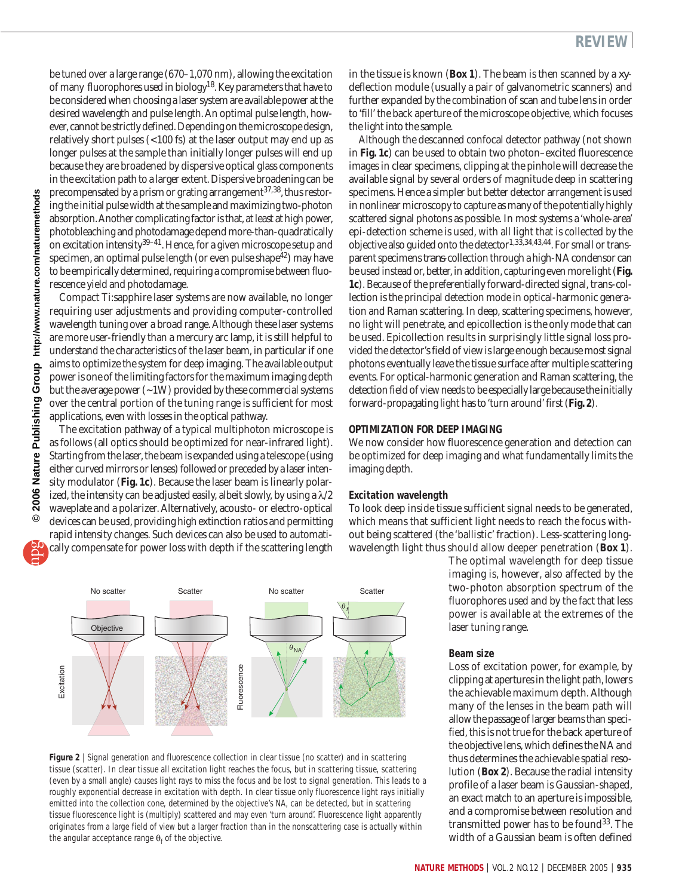be tuned over a large range (670–1,070 nm), allowing the excitation of many fluorophores used in biology[18]. Key parameters that have to be considered when choosing a laser system are available power at the desired wavelength and pulse length. An optimal pulse length, however, cannot be strictly defined. Depending on the microscope design, relatively short pulses (<100 fs) at the laser output may end up as longer pulses at the sample than initially longer pulses will end up because they are broadened by dispersive optical glass components in the excitation path to a larger extent. Dispersive broadening can be precompensated by a prism or grating arrangement[37,38], thus restoring the initial pulse width at the sample and maximizing two-photon absorption. Another complicating factor is that, at least at high power, photobleaching and photodamage depend more-than-quadratically on excitation intensity[39–41]. Hence, for a given microscope setup and specimen, an optimal pulse length (or even pulse shape[42]) may have to be empirically determined, requiring a compromise between fluorescence yield and photodamage.

Compact Ti:sapphire laser systems are now available, no longer requiring user adjustments and providing computer-controlled wavelength tuning over a broad range. Although these laser systems are more user-friendly than a mercury arc lamp, it is still helpful to understand the characteristics of the laser beam, in particular if one aims to optimize the system for deep imaging. The available output power is one of the limiting factors for the maximum imaging depth but the average power (~1W) provided by these commercial systems over the central portion of the tuning range is sufficient for most applications, even with losses in the optical pathway.

The excitation pathway of a typical multiphoton microscope is as follows (all optics should be optimized for near-infrared light). Starting from the laser, the beam is expanded using a telescope (using either curved mirrors or lenses) followed or preceded by a laser intensity modulator (**Fig. 1c**). Because the laser beam is linearly polarized, the intensity can be adjusted easily, albeit slowly, by using a $\lambda/2$ waveplate and a polarizer. Alternatively, acousto- or electro-optical devices can be used, providing high extinction ratios and permitting rapid intensity changes. Such devices can also be used to automatically compensate for power loss with depth if the scattering length in the tissue is known (**Box 1**). The beam is then scanned by a *xy*-deflection module (usually a pair of galvanometric scanners) and further expanded by the combination of scan and tube lens in order to 'fill' the back aperture of the microscope objective, which focuses the light into the sample.

Although the descanned confocal detector pathway (not shown in **Fig. 1c**) can be used to obtain two photon–excited fluorescence images in clear specimens, clipping at the pinhole will decrease the available signal by several orders of magnitude deep in scattering specimens. Hence a simpler but better detector arrangement is used in nonlinear microscopy to capture as many of the potentially highly scattered signal photons as possible. In most systems a 'whole-area' epi-detection scheme is used, with all light that is collected by the objective also guided onto the detector[1,33,34,43,44]. For small or transparent specimens *trans*-collection through a high-NA condensor can be used instead or, better, in addition, capturing even more light (**Fig. 1c**). Because of the preferentially forward-directed signal, trans-collection is the principal detection mode in optical-harmonic generation and Raman scattering. In deep, scattering specimens, however, no light will penetrate, and epicollection is the only mode that can be used. Epicollection results in surprisingly little signal loss provided the detector's field of view is large enough because most signal photons eventually leave the tissue surface after multiple scattering events. For optical-harmonic generation and Raman scattering, the detection field of view needs to be especially large because the initially forward-propagating light has to 'turn around' first (**Fig. 2**).

## OPTIMIZATION FOR DEEP IMAGING

We now consider how fluorescence generation and detection can be optimized for deep imaging and what fundamentally limits the imaging depth.

### Excitation wavelength

To look deep inside tissue sufficient signal needs to be generated, which means that sufficient light needs to reach the focus without being scattered (the 'ballistic' fraction). Less-scattering long-wavelength light thus should allow deeper penetration (**Box 1**). The optimal wavelength for deep tissue imaging is, however, also affected by the two-photon absorption spectrum of the fluorophores used and by the fact that less power is available at the extremes of the laser tuning range.

### Beam size

Loss of excitation power, for example, by clipping at apertures in the light path, lowers the achievable maximum depth. Although many of the lenses in the beam path will allow the passage of larger beams than specified, this is not true for the back aperture of the objective lens, which defines the NA and thus determines the achievable spatial resolution (**Box 2**). Because the radial intensity profile of a laser beam is Gaussian-shaped, an exact match to an aperture is impossible, and a compromise between resolution and transmitted power has to be found[33]. The width of a Gaussian beam is often defined

**Figure 2** | Signal generation and fluorescence collection in clear tissue (no scatter) and in scattering tissue (scatter). In clear tissue all excitation light reaches the focus, but in scattering tissue, scattering (even by a small angle) causes light rays to miss the focus and be lost to signal generation. This leads to a roughly exponential decrease in excitation with depth. In clear tissue only fluorescence light rays initially emitted into the collection cone, determined by the objective's NA, can be detected, but in scattering tissue fluorescence light is (multiply) scattered and may even 'turn around'. Fluorescence light apparently originates from a large field of view but a larger fraction than in the nonscattering case is actually within the angular acceptance range $\theta_f$ of the objective.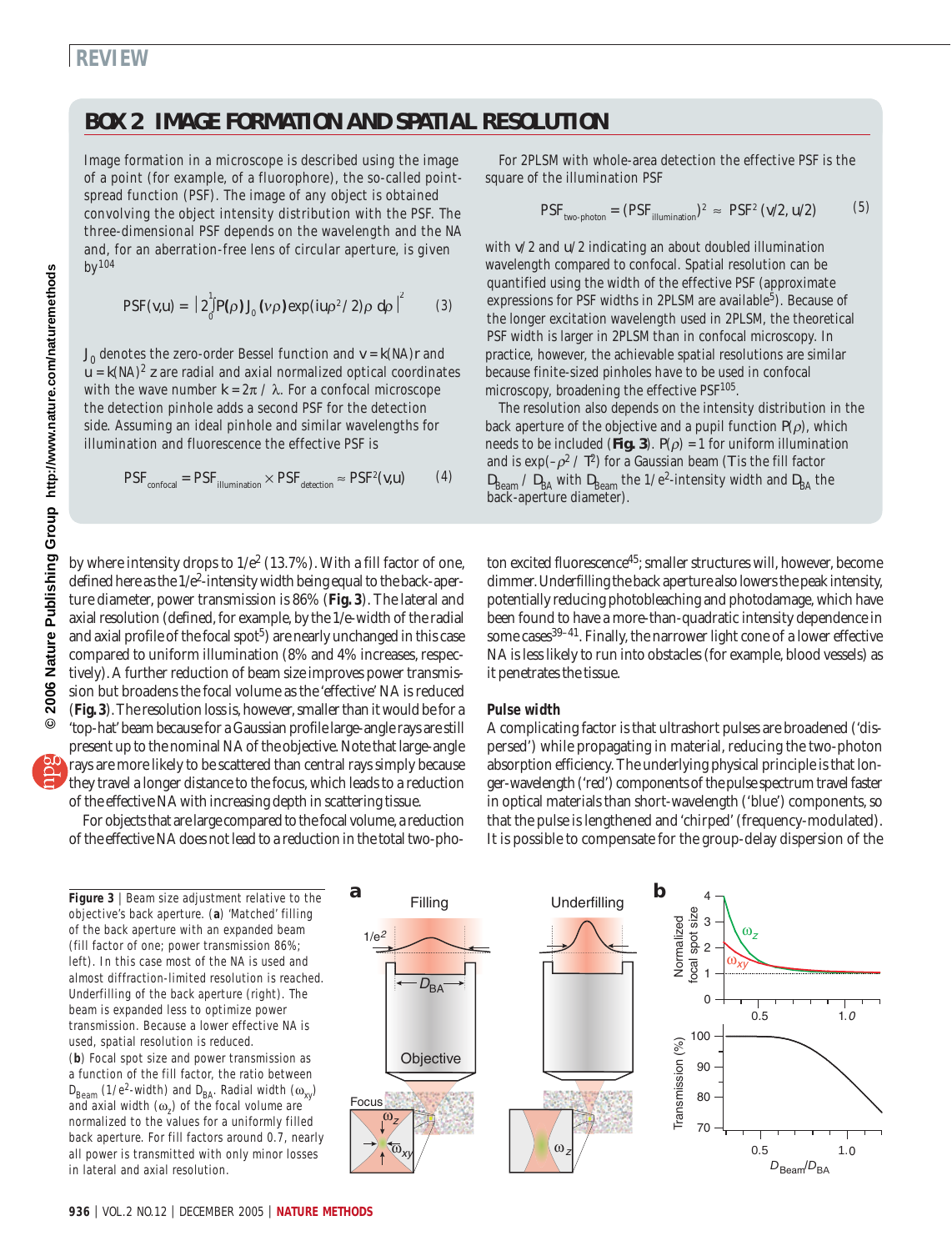## BOX 2 IMAGE FORMATION AND SPATIAL RESOLUTION

Image formation in a microscope is described using the image of a point (for example, of a fluorophore), the so-called point-spread function (PSF). The image of any object is obtained convolving the object intensity distribution with the PSF. The three-dimensional PSF depends on the wavelength and the NA and, for an aberration-free lens of circular aperture, is given by[104]

$$\mathrm{PSF}(v,u) = \left| 2\int_0^1 P(\rho)\, J_0(v\rho) \exp(iu\rho^2/2)\rho \, d\rho \right|^2 \qquad (3)$$

$J_0$ denotes the zero-order Bessel function and $v = k(\mathrm{NA})r$ and $u = k(\mathrm{NA})^2 z$ are radial and axial normalized optical coordinates with the wave number $k = 2\pi / \lambda$. For a confocal microscope the detection pinhole adds a second PSF for the detection side. Assuming an ideal pinhole and similar wavelengths for illumination and fluorescence the effective PSF is

$$\mathrm{PSF}_{\mathrm{confocal}} = \mathrm{PSF}_{\mathrm{illumination}} \times \mathrm{PSF}_{\mathrm{detection}} \approx \mathrm{PSF}^2(v,u) \qquad (4)$$

For 2PLSM with whole-area detection the effective PSF is the square of the illumination PSF

$$\mathrm{PSF}_{\mathrm{two\text{-}photon}} = (\mathrm{PSF}_{\mathrm{illumination}})^2 \approx \mathrm{PSF}^2(v/2, u/2) \qquad (5)$$

with $v/2$ and $u/2$ indicating an about doubled illumination wavelength compared to confocal. Spatial resolution can be quantified using the width of the effective PSF (approximate expressions for PSF widths in 2PLSM are available[5]). Because of the longer excitation wavelength used in 2PLSM, the theoretical PSF width is larger in 2PLSM than in confocal microscopy. In practice, however, the achievable spatial resolutions are similar because finite-sized pinholes have to be used in confocal microscopy, broadening the effective PSF[105].

The resolution also depends on the intensity distribution in the back aperture of the objective and a pupil function $P(\rho)$, which needs to be included (**Fig. 3**). $P(\rho) = 1$ for uniform illumination and is $\exp(-\rho^2/T^2)$ for a Gaussian beam ($T$ is the fill factor $D_{\mathrm{Beam}}/D_{\mathrm{BA}}$ with $D_{\mathrm{Beam}}$ the $1/e^2$-intensity width and $D_{\mathrm{BA}}$ the back-aperture diameter).

---

by where intensity drops to $1/e^2$ (13.7%). With a fill factor of one, defined here as the $1/e^2$-intensity width being equal to the back-aperture diameter, power transmission is 86% (**Fig. 3**). The lateral and axial resolution (defined, for example, by the 1/e-width of the radial and axial profile of the focal spot[5]) are nearly unchanged in this case compared to uniform illumination (8% and 4% increases, respectively). A further reduction of beam size improves power transmission but broadens the focal volume as the 'effective' NA is reduced (**Fig. 3**). The resolution loss is, however, smaller than it would be for a 'top-hat' beam because for a Gaussian profile large-angle rays are still present up to the nominal NA of the objective. Note that large-angle rays are more likely to be scattered than central rays simply because they travel a longer distance to the focus, which leads to a reduction of the effective NA with increasing depth in scattering tissue.

For objects that are large compared to the focal volume, a reduction of the effective NA does not lead to a reduction in the total two-photon excited fluorescence[45]; smaller structures will, however, become dimmer. Underfilling the back aperture also lowers the peak intensity, potentially reducing photobleaching and photodamage, which have been found to have a more-than-quadratic intensity dependence in some cases[39–41]. Finally, the narrower light cone of a lower effective NA is less likely to run into obstacles (for example, blood vessels) as it penetrates the tissue.

### Pulse width

A complicating factor is that ultrashort pulses are broadened ('dispersed') while propagating in material, reducing the two-photon absorption efficiency. The underlying physical principle is that longer-wavelength ('red') components of the pulse spectrum travel faster in optical materials than short-wavelength ('blue') components, so that the pulse is lengthened and 'chirped' (frequency-modulated). It is possible to compensate for the group-delay dispersion of the

**Figure 3** | Beam size adjustment relative to the objective's back aperture. (**a**) 'Matched' filling of the back aperture with an expanded beam (fill factor of one; power transmission 86%; left). In this case most of the NA is used and almost diffraction-limited resolution is reached. Underfilling of the back aperture (right). The beam is expanded less to optimize power transmission. Because a lower effective NA is used, spatial resolution is reduced. (**b**) Focal spot size and power transmission as a function of the fill factor, the ratio between $D_{\mathrm{Beam}}$ ($1/e^2$-width) and $D_{\mathrm{BA}}$. Radial width ($\omega_{xy}$) and axial width ($\omega_z$) of the focal volume are normalized to the values for a uniformly filled back aperture. For fill factors around 0.7, nearly all power is transmitted with only minor losses in lateral and axial resolution.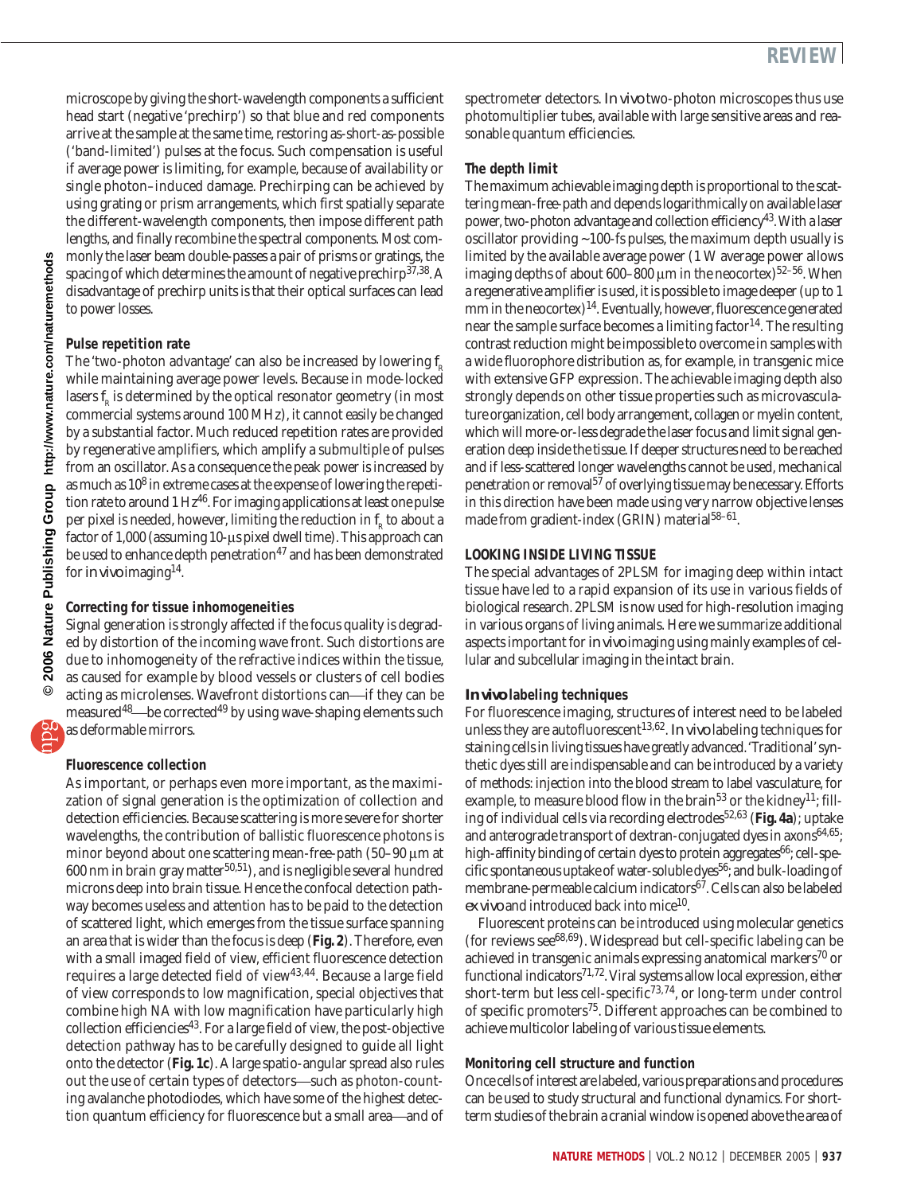microscope by giving the short-wavelength components a sufficient head start ('negative 'prechirp') so that blue and red components arrive at the sample at the same time, restoring as-short-as-possible ('band-limited') pulses at the focus. Such compensation is useful if average power is limiting, for example, because of availability or single photon–induced damage. Prechirping can be achieved by using grating or prism arrangements, which first spatially separate the different-wavelength components, then impose different path lengths, and finally recombine the spectral components. Most commonly the laser beam double-passes a pair of prisms or gratings, the spacing of which determines the amount of negative prechirp[37,38]. A disadvantage of prechirp units is that their optical surfaces can lead to power losses.

**Pulse repetition rate**

The 'two-photon advantage' can also be increased by lowering $f_R$ while maintaining average power levels. Because in mode-locked lasers $f_R$ is determined by the optical resonator geometry (in most commercial systems around 100 MHz), it cannot easily be changed by a substantial factor. Much reduced repetition rates are provided by regenerative amplifiers, which amplify a submultiple of pulses from an oscillator. As a consequence the peak power is increased by as much as $10^8$ in extreme cases at the expense of lowering the repetition rate to around 1 Hz[46]. For imaging applications at least one pulse per pixel is needed, however, limiting the reduction in $f_R$ to about a factor of 1,000 (assuming 10-µs pixel dwell time). This approach can be used to enhance depth penetration[47] and has been demonstrated for *in vivo* imaging[14].

**Correcting for tissue inhomogeneities**

Signal generation is strongly affected if the focus quality is degraded by distortion of the incoming wave front. Such distortions are due to inhomogeneity of the refractive indices within the tissue, as caused for example by blood vessels or clusters of cell bodies acting as microlenses. Wavefront distortions can—if they can be measured[48]—be corrected[49] by using wave-shaping elements such as deformable mirrors.

**Fluorescence collection**

As important, or perhaps even more important, as the maximization of signal generation is the optimization of collection and detection efficiencies. Because scattering is more severe for shorter wavelengths, the contribution of ballistic fluorescence photons is minor beyond about one scattering mean-free-path (50–90 µm at 600 nm in brain gray matter[50,51]), and is negligible several hundred microns deep into brain tissue. Hence the confocal detection pathway becomes useless and attention has to be paid to the detection of scattered light, which emerges from the tissue surface spanning an area that is wider than the focus is deep (**Fig. 2**). Therefore, even with a small imaged field of view, efficient fluorescence detection requires a large detected field of view[43,44]. Because a large field of view corresponds to low magnification, special objectives that combine high NA with low magnification have particularly high collection efficiencies[43]. For a large field of view, the post-objective detection pathway has to be carefully designed to guide all light onto the detector (**Fig. 1c**). A large spatio-angular spread also rules out the use of certain types of detectors—such as photon-counting avalanche photodiodes, which have some of the highest detection quantum efficiency for fluorescence but a small area—and of spectrometer detectors. *In vivo* two-photon microscopes thus use photomultiplier tubes, available with large sensitive areas and reasonable quantum efficiencies.

**The depth limit**

The maximum achievable imaging depth is proportional to the scattering mean-free-path and depends logarithmically on available laser power, two-photon advantage and collection efficiency[43]. With a laser oscillator providing ~100-fs pulses, the maximum depth usually is limited by the available average power (1 W average power allows imaging depths of about 600–800 µm in the neocortex)[52–56]. When a regenerative amplifier is used, it is possible to image deeper (up to 1 mm in the neocortex)[14]. Eventually, however, fluorescence generated near the sample surface becomes a limiting factor[14]. The resulting contrast reduction might be impossible to overcome in samples with a wide fluorophore distribution as, for example, in transgenic mice with extensive GFP expression. The achievable imaging depth also strongly depends on other tissue properties such as microvasculature organization, cell body arrangement, collagen or myelin content, which will more-or-less degrade the laser focus and limit signal generation deep inside the tissue. If deeper structures need to be reached and if less-scattered longer wavelengths cannot be used, mechanical penetration or removal[57] of overlying tissue may be necessary. Efforts in this direction have been made using very narrow objective lenses made from gradient-index (GRIN) material[58–61].

## LOOKING INSIDE LIVING TISSUE

The special advantages of 2PLSM for imaging deep within intact tissue have led to a rapid expansion of its use in various fields of biological research. 2PLSM is now used for high-resolution imaging in various organs of living animals. Here we summarize additional aspects important for *in vivo* imaging using mainly examples of cellular and subcellular imaging in the intact brain.

***In vivo* labeling techniques**

For fluorescence imaging, structures of interest need to be labeled unless they are autofluorescent[13,62]. *In vivo* labeling techniques for staining cells in living tissues have greatly advanced. 'Traditional' synthetic dyes still are indispensable and can be introduced by a variety of methods: injection into the blood stream to label vasculature, for example, to measure blood flow in the brain[53] or the kidney[11]; filling of individual cells via recording electrodes[52,63] (**Fig. 4a**); uptake and anterograde transport of dextran-conjugated dyes in axons[64,65]; high-affinity binding of certain dyes to protein aggregates[66]; cell-specific spontaneous uptake of water-soluble dyes[56]; and bulk-loading of membrane-permeable calcium indicators[67]. Cells can also be labeled *ex vivo* and introduced back into mice[10].

Fluorescent proteins can be introduced using molecular genetics (for reviews see[68,69]). Widespread but cell-specific labeling can be achieved in transgenic animals expressing anatomical markers[70] or functional indicators[71,72]. Viral systems allow local expression, either short-term but less cell-specific[73,74], or long-term under control of specific promoters[75]. Different approaches can be combined to achieve multicolor labeling of various tissue elements.

**Monitoring cell structure and function**

Once cells of interest are labeled, various preparations and procedures can be used to study structural and functional dynamics. For short-term studies of the brain a cranial window is opened above the area of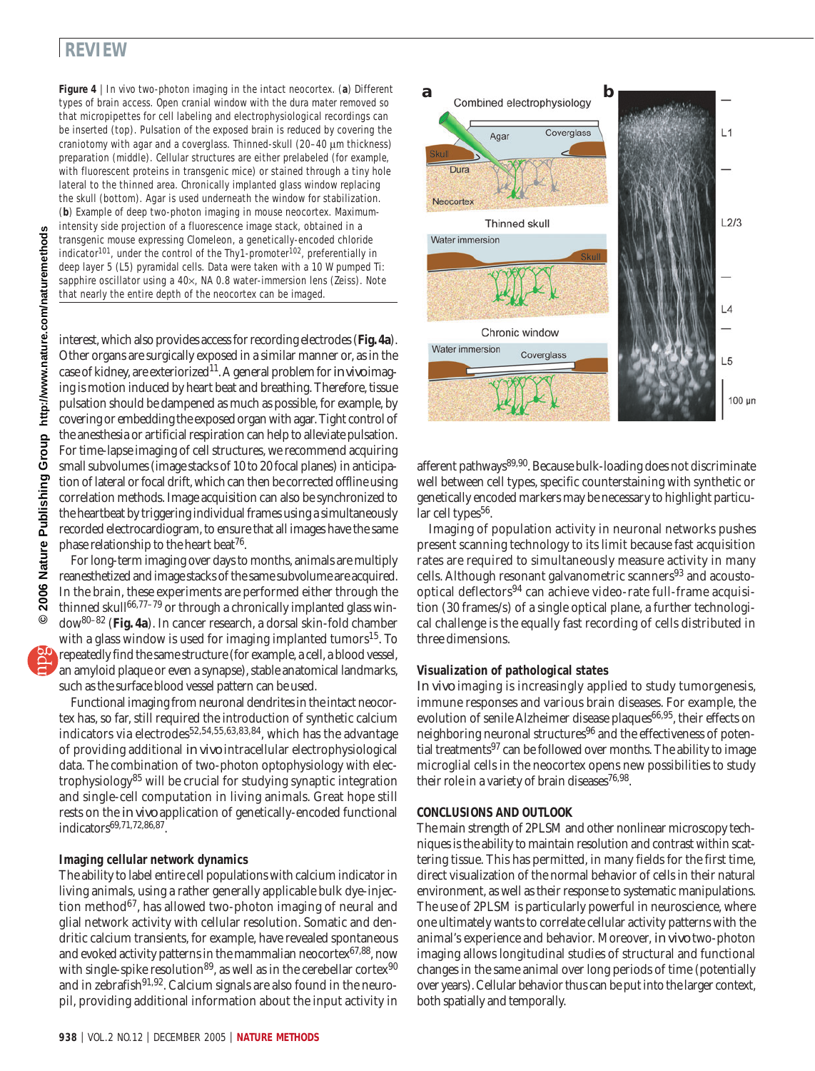**Figure 4** | In vivo two-photon imaging in the intact neocortex. (**a**) Different types of brain access. Open cranial window with the dura mater removed so that micropipettes for cell labeling and electrophysiological recordings can be inserted (top). Pulsation of the exposed brain is reduced by covering the craniotomy with agar and a coverglass. Thinned-skull (20–40 μm thickness) preparation (middle). Cellular structures are either prelabeled (for example, with fluorescent proteins in transgenic mice) or stained through a tiny hole lateral to the thinned area. Chronically implanted glass window replacing the skull (bottom). Agar is used underneath the window for stabilization. (**b**) Example of deep two-photon imaging in mouse neocortex. Maximum-intensity side projection of a fluorescence image stack, obtained in a transgenic mouse expressing Clomeleon, a genetically-encoded chloride indicator[101], under the control of the Thy1-promoter[102], preferentially in deep layer 5 (L5) pyramidal cells. Data were taken with a 10 W pumped Ti: sapphire oscillator using a 40×, NA 0.8 water-immersion lens (Zeiss). Note that nearly the entire depth of the neocortex can be imaged.

interest, which also provides access for recording electrodes (**Fig. 4a**). Other organs are surgically exposed in a similar manner or, as in the case of kidney, are exteriorized[11]. A general problem for *in vivo* imaging is motion induced by heart beat and breathing. Therefore, tissue pulsation should be dampened as much as possible, for example, by covering or embedding the exposed organ with agar. Tight control of the anesthesia or artificial respiration can help to alleviate pulsation. For time-lapse imaging of cell structures, we recommend acquiring small subvolumes (image stacks of 10 to 20 focal planes) in anticipation of lateral or focal drift, which can then be corrected offline using correlation methods. Image acquisition can also be synchronized to the heartbeat by triggering individual frames using a simultaneously recorded electrocardiogram, to ensure that all images have the same phase relationship to the heart beat[76].

For long-term imaging over days to months, animals are multiply reanesthetized and image stacks of the same subvolume are acquired. In the brain, these experiments are performed either through the thinned skull[66,77–79] or through a chronically implanted glass window[80–82] (**Fig. 4a**). In cancer research, a dorsal skin-fold chamber with a glass window is used for imaging implanted tumors[15]. To repeatedly find the same structure (for example, a cell, a blood vessel, an amyloid plaque or even a synapse), stable anatomical landmarks, such as the surface blood vessel pattern can be used.

Functional imaging from neuronal dendrites in the intact neocortex has, so far, still required the introduction of synthetic calcium indicators via electrodes[52,54,55,63,83,84], which has the advantage of providing additional *in vivo* intracellular electrophysiological data. The combination of two-photon optophysiology with electrophysiology[85] will be crucial for studying synaptic integration and single-cell computation in living animals. Great hope still rests on the *in vivo* application of genetically-encoded functional indicators[69,71,72,86,87].

### Imaging cellular network dynamics

The ability to label entire cell populations with calcium indicator in living animals, using a rather generally applicable bulk dye-injection method[67], has allowed two-photon imaging of neural and glial network activity with cellular resolution. Somatic and dendritic calcium transients, for example, have revealed spontaneous and evoked activity patterns in the mammalian neocortex[67,88], now with single-spike resolution[89], as well as in the cerebellar cortex[90] and in zebrafish[91,92]. Calcium signals are also found in the neuropil, providing additional information about the input activity in afferent pathways[89,90]. Because bulk-loading does not discriminate well between cell types, specific counterstaining with synthetic or genetically encoded markers may be necessary to highlight particular cell types[56].

Imaging of population activity in neuronal networks pushes present scanning technology to its limit because fast acquisition rates are required to simultaneously measure activity in many cells. Although resonant galvanometric scanners[93] and acousto-optical deflectors[94] can achieve video-rate full-frame acquisition (30 frames/s) of a single optical plane, a further technological challenge is the equally fast recording of cells distributed in three dimensions.

### Visualization of pathological states

*In vivo* imaging is increasingly applied to study tumorgenesis, immune responses and various brain diseases. For example, the evolution of senile Alzheimer disease plaques[66,95], their effects on neighboring neuronal structures[96] and the effectiveness of potential treatments[97] can be followed over months. The ability to image microglial cells in the neocortex opens new possibilities to study their role in a variety of brain diseases[76,98].

## CONCLUSIONS AND OUTLOOK

The main strength of 2PLSM and other nonlinear microscopy techniques is the ability to maintain resolution and contrast within scattering tissue. This has permitted, in many fields for the first time, direct visualization of the normal behavior of cells in their natural environment, as well as their response to systematic manipulations. The use of 2PLSM is particularly powerful in neuroscience, where one ultimately wants to correlate cellular activity patterns with the animal's experience and behavior. Moreover, *in vivo* two-photon imaging allows longitudinal studies of structural and functional changes in the same animal over long periods of time (potentially over years). Cellular behavior thus can be put into the larger context, both spatially and temporally.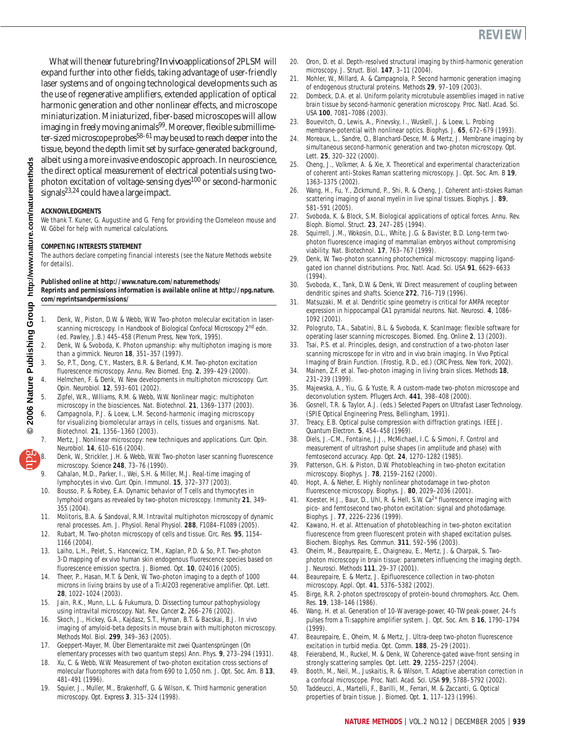What will the near future bring? *In vivo* applications of 2PLSM will expand further into other fields, taking advantage of user-friendly laser systems and of ongoing technological developments such as the use of regenerative amplifiers, extended application of optical harmonic generation and other nonlinear effects, and microscope miniaturization. Miniaturized, fiber-based microscopes will allow imaging in freely moving animals[99]. Moreover, flexible submillimeter-sized microscope probes[58–61] may be used to reach deeper into the tissue, beyond the depth limit set by surface-generated background, albeit using a more invasive endoscopic approach. In neuroscience, the direct optical measurement of electrical potentials using two-photon excitation of voltage-sensing dyes[100] or second-harmonic signals[23,24] could have a large impact.

**ACKNOWLEDGMENTS**

We thank T. Kuner, G. Augustine and G. Feng for providing the Clomeleon mouse and W. Göbel for help with numerical calculations.

**COMPETING INTERESTS STATEMENT**

The authors declare competing financial interests (see the Nature Methods website for details).

**Published online at http://www.nature.com/naturemethods/**
**Reprints and permissions information is available online at http://npg.nature.com/reprintsandpermissions/**

1. Denk, W., Piston, D.W. & Webb, W.W. Two-photon molecular excitation in laser-scanning microscopy. In Handbook of Biological Confocal Microscopy 2nd edn. (ed. Pawley, J.B.) 445–458 (Plenum Press, New York, 1995).
2. Denk, W. & Svoboda, K. Photon upmanship: why multiphoton imaging is more than a gimmick. Neuron **18**, 351–357 (1997).
3. So, P.T., Dong, C.Y., Masters, B.R. & Berland, K.M. Two-photon excitation fluorescence microscopy. Annu. Rev. Biomed. Eng. **2**, 399–429 (2000).
4. Helmchen, F. & Denk, W. New developments in multiphoton microscopy. Curr. Opin. Neurobiol. **12**, 593–601 (2002).
5. Zipfel, W.R., Williams, R.M. & Webb, W.W. Nonlinear magic: multiphoton microscopy in the biosciences. Nat. Biotechnol. **21**, 1369–1377 (2003).
6. Campagnola, P.J. & Loew, L.M. Second-harmonic imaging microscopy for visualizing biomolecular arrays in cells, tissues and organisms. Nat. Biotechnol. **21**, 1356–1360 (2003).
7. Mertz, J. Nonlinear microscopy: new techniques and applications. Curr. Opin. Neurobiol. **14**, 610–616 (2004).
8. Denk, W., Strickler, J.H. & Webb, W.W. Two-photon laser scanning fluorescence microscopy. Science **248**, 73–76 (1990).
9. Cahalan, M.D., Parker, I., Wei, S.H. & Miller, M.J. Real-time imaging of lymphocytes in vivo. Curr. Opin. Immunol. **15**, 372–377 (2003).
10. Bousso, P. & Robey, E.A. Dynamic behavior of T cells and thymocytes in lymphoid organs as revealed by two-photon microscopy. Immunity **21**, 349–355 (2004).
11. Molitoris, B.A. & Sandoval, R.M. Intravital multiphoton microscopy of dynamic renal processes. Am. J. Physiol. Renal Physiol. **288**, F1084–F1089 (2005).
12. Rubart, M. Two-photon microscopy of cells and tissue. Circ. Res. **95**, 1154–1166 (2004).
13. Laiho, L.H., Pelet, S., Hancewicz, T.M., Kaplan, P.D. & So, P.T. Two-photon 3-D mapping of ex vivo human skin endogenous fluorescence species based on fluorescence emission spectra. J. Biomed. Opt. **10**, 024016 (2005).
14. Theer, P., Hasan, M.T. & Denk, W. Two-photon imaging to a depth of 1000 microns in living brains by use of a Ti:Al2O3 regenerative amplifier. Opt. Lett. **28**, 1022–1024 (2003).
15. Jain, R.K., Munn, L.L. & Fukumura, D. Dissecting tumour pathophysiology using intravital microscopy. Nat. Rev. Cancer **2**, 266–276 (2002).
16. Skoch, J., Hickey, G.A., Kajdasz, S.T., Hyman, B.T. & Bacskai, B.J. In vivo imaging of amyloid-beta deposits in mouse brain with multiphoton microscopy. Methods Mol. Biol. **299**, 349–363 (2005).
17. Goeppert-Mayer, M. Über Elementarakte mit zwei Quantensprüngen (On elementary processes with two quantum steps) Ann. Phys. **9**, 273–294 (1931).
18. Xu, C. & Webb, W.W. Measurement of two-photon excitation cross sections of molecular fluorophores with data from 690 to 1,050 nm. J. Opt. Soc. Am. B **13**, 481–491 (1996).
19. Squier, J., Muller, M., Brakenhoff, G. & Wilson, K. Third harmonic generation microscopy. Opt. Express **3**, 315–324 (1998).
20. Oron, D. et al. Depth-resolved structural imaging by third-harmonic generation microscopy. J. Struct. Biol. **147**, 3–11 (2004).
21. Mohler, W., Millard, A. & Campagnola, P. Second harmonic generation imaging of endogenous structural proteins. Methods **29**, 97–109 (2003).
22. Dombeck, D.A. et al. Uniform polarity microtubule assemblies imaged in native brain tissue by second-harmonic generation microscopy. Proc. Natl. Acad. Sci. USA **100**, 7081–7086 (2003).
23. Bouevitch, O., Lewis, A., Pinevsky, I., Wuskell, J. & Loew, L. Probing membrane-potential with nonlinear optics. Biophys. J. **65**, 672–679 (1993).
24. Moreaux, L., Sandre, O., Blanchard-Desce, M. & Mertz, J. Membrane imaging by simultaneous second-harmonic generation and two-photon microscopy. Opt. Lett. **25**, 320–322 (2000).
25. Cheng, J., Volkmer, A. & Xie, X. Theoretical and experimental characterization of coherent anti-Stokes Raman scattering microscopy. J. Opt. Soc. Am. B **19**, 1363–1375 (2002).
26. Wang, H., Fu, Y., Zickmund, P., Shi, R. & Cheng, J. Coherent anti-stokes Raman scattering imaging of axonal myelin in live spinal tissues. Biophys. J. **89**, 581–591 (2005).
27. Svoboda, K. & Block, S.M. Biological applications of optical forces. Annu. Rev. Bioph. Biomol. Struct. **23**, 247–285 (1994).
28. Squirrell, J.M., Wokosin, D.L., White, J.G. & Bavister, B.D. Long-term two-photon fluorescence imaging of mammalian embryos without compromising viability. Nat. Biotechnol. **17**, 763–767 (1999).
29. Denk, W. Two-photon scanning photochemical microscopy: mapping ligand-gated ion channel distributions. Proc. Natl. Acad. Sci. USA **91**, 6629–6633 (1994).
30. Svoboda, K., Tank, D.W. & Denk, W. Direct measurement of coupling between dendritic spines and shafts. Science **272**, 716–719 (1996).
31. Matsuzaki, M. et al. Dendritic spine geometry is critical for AMPA receptor expression in hippocampal CA1 pyramidal neurons. Nat. Neurosci. **4**, 1086–1092 (2001).
32. Pologruto, T.A., Sabatini, B.L. & Svoboda, K. ScanImage: flexible software for operating laser scanning microscopes. Biomed. Eng. Online **2**, 13 (2003).
33. Tsai, P.S. et al. Principles, design, and construction of a two-photon laser scanning microscope for in vitro and in vivo brain imaging. In Vivo Pptical Imaging of Brain Function. (Frostig, R.D., ed.) (CRC Press, New York, 2002).
34. Mainen, Z.F. et al. Two-photon imaging in living brain slices. Methods **18**, 231–239 (1999).
35. Majewska, A., Yiu, G. & Yuste, R. A custom-made two-photon microscope and deconvolution system. Pflugers Arch. **441**, 398–408 (2000).
36. Gosnell, T.R. & Taylor, A.J. (eds.) Selected Papers on Ultrafast Laser Technology. (SPIE Optical Engineering Press, Bellingham, 1991).
37. Treacy, E.B. Optical pulse compression with diffraction gratings. IEEE J. Quantum Electron. **5**, 454–458 (1969).
38. Diels, J.-C.M., Fontaine, J.J., McMichael, I.C. & Simoni, F. Control and measurement of ultrashort pulse shapes (in amplitude and phase) with femtosecond accuracy. App. Opt. **24**, 1270–1282 (1985).
39. Patterson, G.H. & Piston, D.W. Photobleaching in two-photon excitation microscopy. Biophys. J. **78**, 2159–2162 (2000).
40. Hopt, A. & Neher, E. Highly nonlinear photodamage in two-photon fluorescence microscopy. Biophys. J. **80**, 2029–2036 (2001).
41. Koester, H.J., Baur, D., Uhl, R. & Hell, S.W. $Ca^{2+}$ fluorescence imaging with pico- and femtosecond two-photon excitation: signal and photodamage. Biophys. J. **77**, 2226–2236 (1999).
42. Kawano, H. et al. Attenuation of photobleaching in two-photon excitation fluorescence from green fluorescent protein with shaped excitation pulses. Biochem. Biophys. Res. Commun. **311**, 592–596 (2003).
43. Oheim, M., Beaurepaire, E., Chaigneau, E., Mertz, J. & Charpak, S. Two-photon microscopy in brain tissue: parameters influencing the imaging depth. J. Neurosci. Methods **111**, 29–37 (2001).
44. Beaurepaire, E. & Mertz, J. Epifluorescence collection in two-photon microscopy. Appl. Opt. **41**, 5376–5382 (2002).
45. Birge, R.R. 2-photon spectroscopy of protein-bound chromophors. Acc. Chem. Res. **19**, 138–146 (1986).
46. Wang, H. et al. Generation of 10-W average-power, 40-TW peak-power, 24-fs pulses from a Ti:sapphire amplifier system. J. Opt. Soc. Am. B **16**, 1790–1794 (1999).
47. Beaurepaire, E., Oheim, M. & Mertz, J. Ultra-deep two-photon fluorescence excitation in turbid media. Opt. Comm. **188**, 25–29 (2001).
48. Feierabend, M., Ruckel, M. & Denk, W. Coherence-gated wave-front sensing in strongly scattering samples. Opt. Lett. **29**, 2255–2257 (2004).
49. Booth, M., Neil, M., Juskaitis, R. & Wilson, T. Adaptive aberration correction in a confocal microscope. Proc. Natl. Acad. Sci. USA **99**, 5788–5792 (2002).
50. Taddeucci, A., Martelli, F., Barilli, M., Ferrari, M. & Zaccanti, G. Optical properties of brain tissue. J. Biomed. Opt. **1**, 117–123 (1996).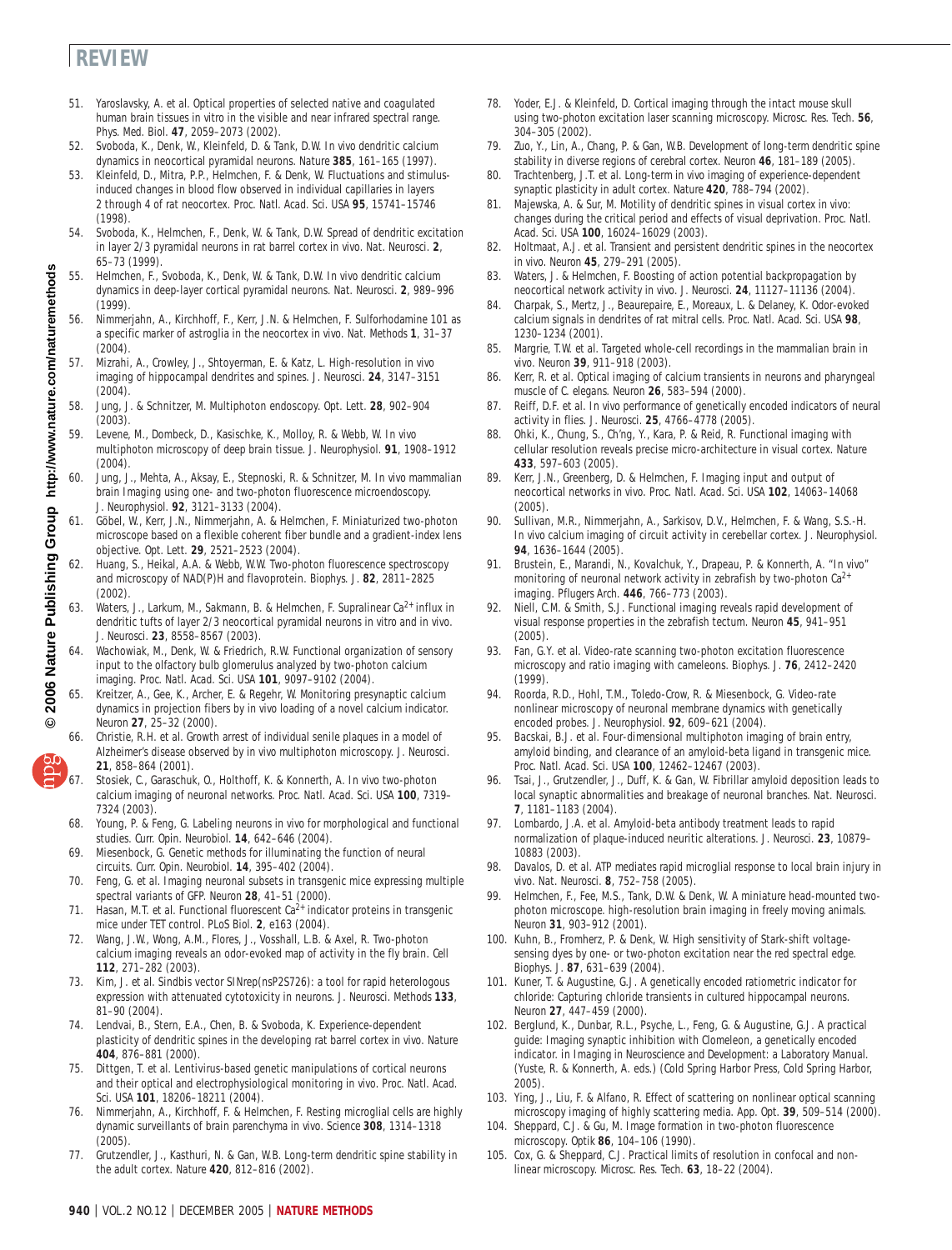51. Yaroslavsky, A. et al. Optical properties of selected native and coagulated human brain tissues in vitro in the visible and near infrared spectral range. Phys. Med. Biol. **47**, 2059–2073 (2002).
52. Svoboda, K., Denk, W., Kleinfeld, D. & Tank, D.W. In vivo dendritic calcium dynamics in neocortical pyramidal neurons. Nature **385**, 161–165 (1997).
53. Kleinfeld, D., Mitra, P.P., Helmchen, F. & Denk, W. Fluctuations and stimulus-induced changes in blood flow observed in individual capillaries in layers 2 through 4 of rat neocortex. Proc. Natl. Acad. Sci. USA **95**, 15741–15746 (1998).
54. Svoboda, K., Helmchen, F., Denk, W. & Tank, D.W. Spread of dendritic excitation in layer 2/3 pyramidal neurons in rat barrel cortex in vivo. Nat. Neurosci. **2**, 65–73 (1999).
55. Helmchen, F., Svoboda, K., Denk, W. & Tank, D.W. In vivo dendritic calcium dynamics in deep-layer cortical pyramidal neurons. Nat. Neurosci. **2**, 989–996 (1999).
56. Nimmerjahn, A., Kirchhoff, F., Kerr, J.N. & Helmchen, F. Sulforhodamine 101 as a specific marker of astroglia in the neocortex in vivo. Nat. Methods **1**, 31–37 (2004).
57. Mizrahi, A., Crowley, J., Shtoyerman, E. & Katz, L. High-resolution in vivo imaging of hippocampal dendrites and spines. J. Neurosci. **24**, 3147–3151 (2004).
58. Jung, J. & Schnitzer, M. Multiphoton endoscopy. Opt. Lett. **28**, 902–904 (2003).
59. Levene, M., Dombeck, D., Kasischke, K., Molloy, R. & Webb, W. In vivo multiphoton microscopy of deep brain tissue. J. Neurophysiol. **91**, 1908–1912 (2004).
60. Jung, J., Mehta, A., Aksay, E., Stepnoski, R. & Schnitzer, M. In vivo mammalian brain Imaging using one- and two-photon fluorescence microendoscopy. J. Neurophysiol. **92**, 3121–3133 (2004).
61. Göbel, W., Kerr, J.N., Nimmerjahn, A. & Helmchen, F. Miniaturized two-photon microscope based on a flexible coherent fiber bundle and a gradient-index lens objective. Opt. Lett. **29**, 2521–2523 (2004).
62. Huang, S., Heikal, A.A. & Webb, W.W. Two-photon fluorescence spectroscopy and microscopy of NAD(P)H and flavoprotein. Biophys. J. **82**, 2811–2825 (2002).
63. Waters, J., Larkum, M., Sakmann, B. & Helmchen, F. Supralinear $Ca^{2+}$ influx in dendritic tufts of layer 2/3 neocortical pyramidal neurons in vitro and in vivo. J. Neurosci. **23**, 8558–8567 (2003).
64. Wachowiak, M., Denk, W. & Friedrich, R.W. Functional organization of sensory input to the olfactory bulb glomerulus analyzed by two-photon calcium imaging. Proc. Natl. Acad. Sci. USA **101**, 9097–9102 (2004).
65. Kreitzer, A., Gee, K., Archer, E. & Regehr, W. Monitoring presynaptic calcium dynamics in projection fibers by in vivo loading of a novel calcium indicator. Neuron **27**, 25–32 (2000).
66. Christie, R.H. et al. Growth arrest of individual senile plaques in a model of Alzheimer's disease observed by in vivo multiphoton microscopy. J. Neurosci. **21**, 858–864 (2001).
67. Stosiek, C., Garaschuk, O., Holthoff, K. & Konnerth, A. In vivo two-photon calcium imaging of neuronal networks. Proc. Natl. Acad. Sci. USA **100**, 7319–7324 (2003).
68. Young, P. & Feng, G. Labeling neurons in vivo for morphological and functional studies. Curr. Opin. Neurobiol. **14**, 642–646 (2004).
69. Miesenbock, G. Genetic methods for illuminating the function of neural circuits. Curr. Opin. Neurobiol. **14**, 395–402 (2004).
70. Feng, G. et al. Imaging neuronal subsets in transgenic mice expressing multiple spectral variants of GFP. Neuron **28**, 41–51 (2000).
71. Hasan, M.T. et al. Functional fluorescent $Ca^{2+}$ indicator proteins in transgenic mice under TET control. PLoS Biol. **2**, e163 (2004).
72. Wang, J.W., Wong, A.M., Flores, J., Vosshall, L.B. & Axel, R. Two-photon calcium imaging reveals an odor-evoked map of activity in the fly brain. Cell **112**, 271–282 (2003).
73. Kim, J. et al. Sindbis vector SINrep(nsP2S726): a tool for rapid heterologous expression with attenuated cytotoxicity in neurons. J. Neurosci. Methods **133**, 81–90 (2004).
74. Lendvai, B., Stern, E.A., Chen, B. & Svoboda, K. Experience-dependent plasticity of dendritic spines in the developing rat barrel cortex in vivo. Nature **404**, 876–881 (2000).
75. Dittgen, T. et al. Lentivirus-based genetic manipulations of cortical neurons and their optical and electrophysiological monitoring in vivo. Proc. Natl. Acad. Sci. USA **101**, 18206–18211 (2004).
76. Nimmerjahn, A., Kirchhoff, F. & Helmchen, F. Resting microglial cells are highly dynamic surveillants of brain parenchyma in vivo. Science **308**, 1314–1318 (2005).
77. Grutzendler, J., Kasthuri, N. & Gan, W.B. Long-term dendritic spine stability in the adult cortex. Nature **420**, 812–816 (2002).
78. Yoder, E.J. & Kleinfeld, D. Cortical imaging through the intact mouse skull using two-photon excitation laser scanning microscopy. Microsc. Res. Tech. **56**, 304–305 (2002).
79. Zuo, Y., Lin, A., Chang, P. & Gan, W.B. Development of long-term dendritic spine stability in diverse regions of cerebral cortex. Neuron **46**, 181–189 (2005).
80. Trachtenberg, J.T. et al. Long-term in vivo imaging of experience-dependent synaptic plasticity in adult cortex. Nature **420**, 788–794 (2002).
81. Majewska, A. & Sur, M. Motility of dendritic spines in visual cortex in vivo: changes during the critical period and effects of visual deprivation. Proc. Natl. Acad. Sci. USA **100**, 16024–16029 (2003).
82. Holtmaat, A.J. et al. Transient and persistent dendritic spines in the neocortex in vivo. Neuron **45**, 279–291 (2005).
83. Waters, J. & Helmchen, F. Boosting of action potential backpropagation by neocortical network activity in vivo. J. Neurosci. **24**, 11127–11136 (2004).
84. Charpak, S., Mertz, J., Beaurepaire, E., Moreaux, L. & Delaney, K. Odor-evoked calcium signals in dendrites of rat mitral cells. Proc. Natl. Acad. Sci. USA **98**, 1230–1234 (2001).
85. Margrie, T.W. et al. Targeted whole-cell recordings in the mammalian brain in vivo. Neuron **39**, 911–918 (2003).
86. Kerr, R. et al. Optical imaging of calcium transients in neurons and pharyngeal muscle of C. elegans. Neuron **26**, 583–594 (2000).
87. Reiff, D.F. et al. In vivo performance of genetically encoded indicators of neural activity in flies. J. Neurosci. **25**, 4766–4778 (2005).
88. Ohki, K., Chung, S., Ch'ng, Y., Kara, P. & Reid, R. Functional imaging with cellular resolution reveals precise micro-architecture in visual cortex. Nature **433**, 597–603 (2005).
89. Kerr, J.N., Greenberg, D. & Helmchen, F. Imaging input and output of neocortical networks in vivo. Proc. Natl. Acad. Sci. USA **102**, 14063–14068 (2005).
90. Sullivan, M.R., Nimmerjahn, A., Sarkisov, D.V., Helmchen, F. & Wang, S.S.-H. In vivo calcium imaging of circuit activity in cerebellar cortex. J. Neurophysiol. **94**, 1636–1644 (2005).
91. Brustein, E., Marandi, N., Kovalchuk, Y., Drapeau, P. & Konnerth, A. "In vivo" monitoring of neuronal network activity in zebrafish by two-photon $Ca^{2+}$ imaging. Pflugers Arch. **446**, 766–773 (2003).
92. Niell, C.M. & Smith, S.J. Functional imaging reveals rapid development of visual response properties in the zebrafish tectum. Neuron **45**, 941–951 (2005).
93. Fan, G.Y. et al. Video-rate scanning two-photon excitation fluorescence microscopy and ratio imaging with cameleons. Biophys. J. **76**, 2412–2420 (1999).
94. Roorda, R.D., Hohl, T.M., Toledo-Crow, R. & Miesenbock, G. Video-rate nonlinear microscopy of neuronal membrane dynamics with genetically encoded probes. J. Neurophysiol. **92**, 609–621 (2004).
95. Bacskai, B.J. et al. Four-dimensional multiphoton imaging of brain entry, amyloid binding, and clearance of an amyloid-beta ligand in transgenic mice. Proc. Natl. Acad. Sci. USA **100**, 12462–12467 (2003).
96. Tsai, J., Grutzendler, J., Duff, K. & Gan, W. Fibrillar amyloid deposition leads to local synaptic abnormalities and breakage of neuronal branches. Nat. Neurosci. **7**, 1181–1183 (2004).
97. Lombardo, J.A. et al. Amyloid-beta antibody treatment leads to rapid normalization of plaque-induced neuritic alterations. J. Neurosci. **23**, 10879–10883 (2003).
98. Davalos, D. et al. ATP mediates rapid microglial response to local brain injury in vivo. Nat. Neurosci. **8**, 752–758 (2005).
99. Helmchen, F., Fee, M.S., Tank, D.W. & Denk, W. A miniature head-mounted two-photon microscope. high-resolution brain imaging in freely moving animals. Neuron **31**, 903–912 (2001).
100. Kuhn, B., Fromherz, P. & Denk, W. High sensitivity of Stark-shift voltage-sensing dyes by one- or two-photon excitation near the red spectral edge. Biophys. J. **87**, 631–639 (2004).
101. Kuner, T. & Augustine, G.J. A genetically encoded ratiometric indicator for chloride: Capturing chloride transients in cultured hippocampal neurons. Neuron **27**, 447–459 (2000).
102. Berglund, K., Dunbar, R.L., Psyche, L., Feng, G. & Augustine, G.J. A practical guide: Imaging synaptic inhibition with Clomeleon, a genetically encoded indicator. in Imaging in Neuroscience and Development: a Laboratory Manual. (Yuste, R. & Konnerth, A. eds.) (Cold Spring Harbor Press, Cold Spring Harbor, 2005).
103. Ying, J., Liu, F. & Alfano, R. Effect of scattering on nonlinear optical scanning microscopy imaging of highly scattering media. App. Opt. **39**, 509–514 (2000).
104. Sheppard, C.J. & Gu, M. Image formation in two-photon fluorescence microscopy. Optik **86**, 104–106 (1990).
105. Cox, G. & Sheppard, C.J. Practical limits of resolution in confocal and non-linear microscopy. Microsc. Res. Tech. **63**, 18–22 (2004).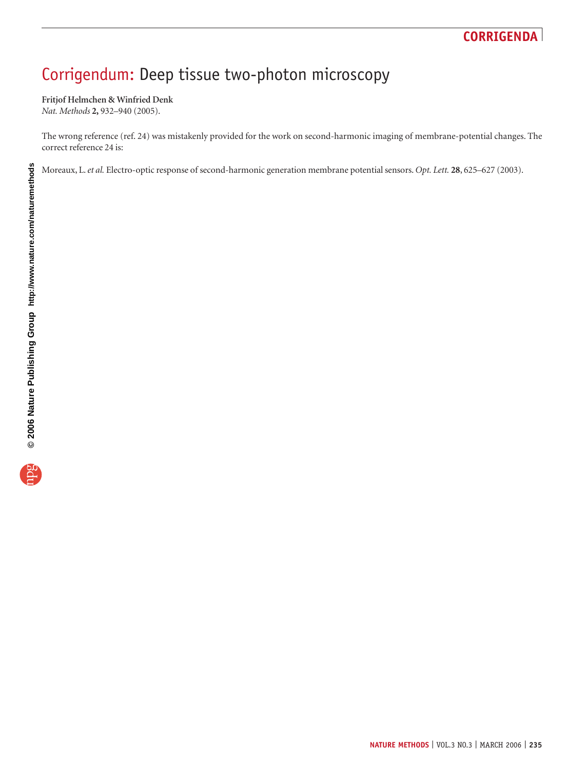# Corrigendum: Deep tissue two-photon microscopy

**Fritjof Helmchen & Winfried Denk**
*Nat. Methods* **2,** 932–940 (2005).

The wrong reference (ref. 24) was mistakenly provided for the work on second-harmonic imaging of membrane-potential changes. The correct reference 24 is:

Moreaux, L. *et al.* Electro-optic response of second-harmonic generation membrane potential sensors. *Opt. Lett.* **28**, 625–627 (2003).